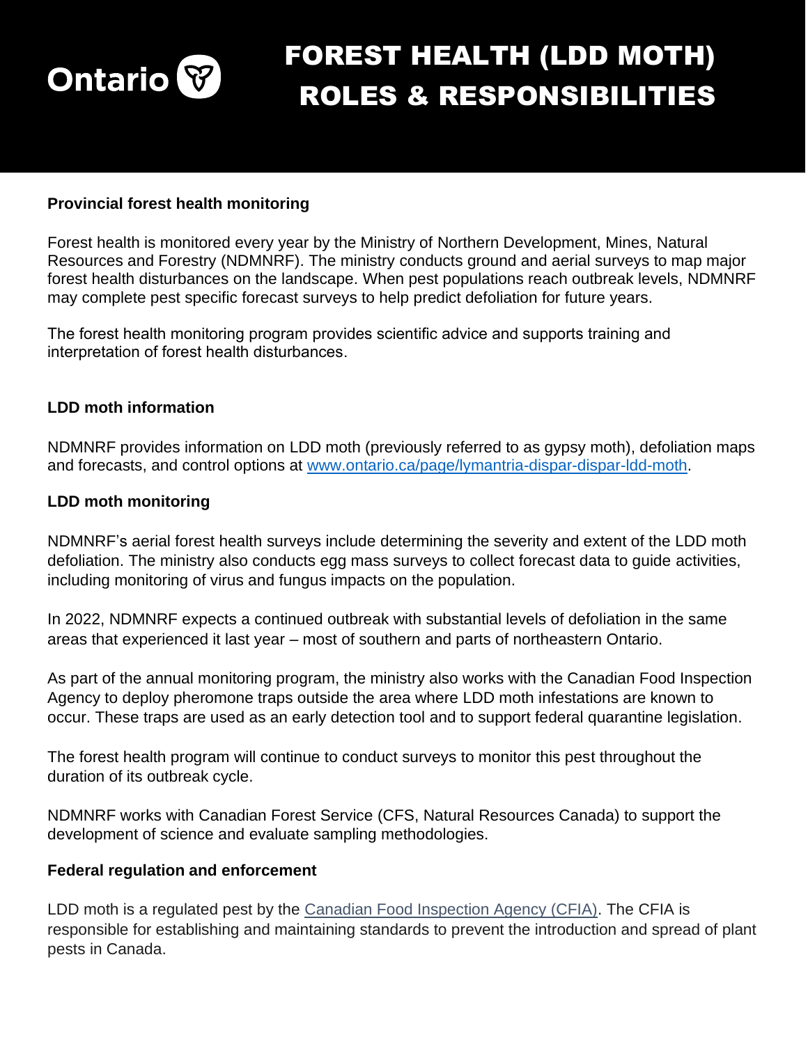# FOREST HEALTH (LDD MOTH) ROLES & RESPONSIBILITIES

**Provincial forest health monitoring**

Forest health is monitored every year by the Ministry of Northern Development, Mines, Natural Resources and Forestry (NDMNRF). The ministry conducts ground and aerial surveys to map major forest health disturbances on the landscape. When pest populations reach outbreak levels, NDMNRF may complete pest specific forecast surveys to help predict defoliation for future years.

The forest health monitoring program provides scientific advice and supports training and interpretation of forest health disturbances.

**LDD moth information**

NDMNRF provides information on LDD moth (previously referred to as gypsy moth), defoliation maps and forecasts, and control options at [www.ontario.ca/page/lymantria-dispar-dispar-ldd-moth](www.ontario.ca/page/lymantria-dispar-dispar-ldd-moth).

**LDD moth monitoring**

NDMNRF's aerial forest health surveys include determining the severity and extent of the LDD moth defoliation. The ministry also conducts egg mass surveys to collect forecast data to guide activities, including monitoring of virus and fungus impacts on the population.

In 2022, NDMNRF expects a continued outbreak with substantial levels of defoliation in the same areas that experienced it last year – most of southern and parts of northeastern Ontario.

As part of the annual monitoring program, the ministry also works with the Canadian Food Inspection Agency to deploy pheromone traps outside the area where LDD moth infestations are known to occur. These traps are used as an early detection tool and to support federal quarantine legislation.

The forest health program will continue to conduct surveys to monitor this pest throughout the duration of its outbreak cycle.

NDMNRF works with Canadian Forest Service (CFS, Natural Resources Canada) to support the development of science and evaluate sampling methodologies.

**Federal regulation and enforcement**

LDD moth is a regulated pest by the Canadian Food Inspection Agency (CFIA). The CFIA is responsible for establishing and maintaining standards to prevent the introduction and spread of plant pests in Canada.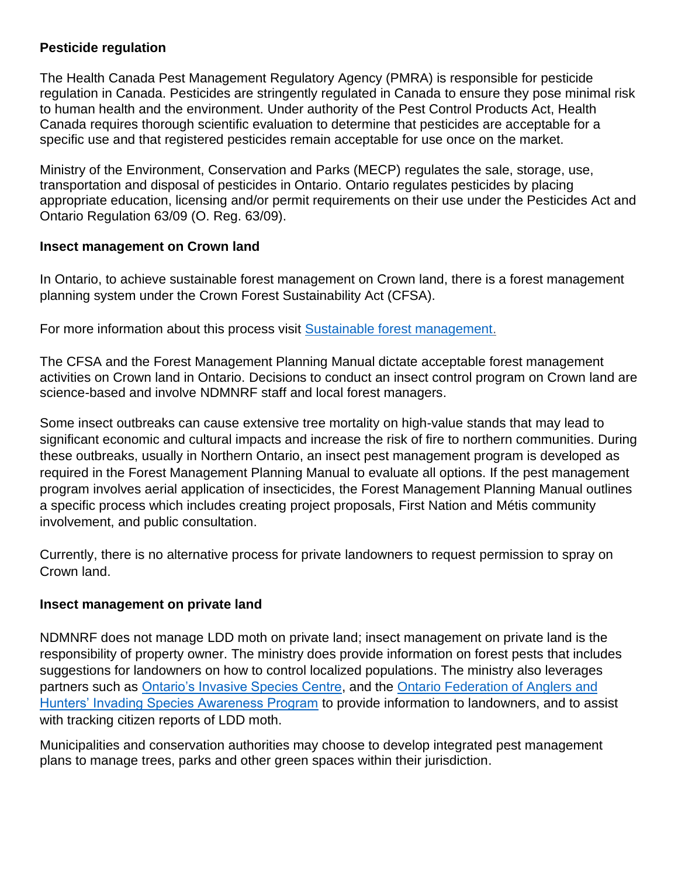**Pesticide regulation**

The Health Canada Pest Management Regulatory Agency (PMRA) is responsible for pesticide regulation in Canada. Pesticides are stringently regulated in Canada to ensure they pose minimal risk to human health and the environment. Under authority of the Pest Control Products Act, Health Canada requires thorough scientific evaluation to determine that pesticides are acceptable for a specific use and that registered pesticides remain acceptable for use once on the market.

Ministry of the Environment, Conservation and Parks (MECP) regulates the sale, storage, use, transportation and disposal of pesticides in Ontario. Ontario regulates pesticides by placing appropriate education, licensing and/or permit requirements on their use under the Pesticides Act and Ontario Regulation 63/09 (O. Reg. 63/09).

**Insect management on Crown land**

In Ontario, to achieve sustainable forest management on Crown land, there is a forest management planning system under the Crown Forest Sustainability Act (CFSA).

For more information about this process visit [Sustainable forest management.]()

The CFSA and the Forest Management Planning Manual dictate acceptable forest management activities on Crown land in Ontario. Decisions to conduct an insect control program on Crown land are science-based and involve NDMNRF staff and local forest managers.

Some insect outbreaks can cause extensive tree mortality on high-value stands that may lead to significant economic and cultural impacts and increase the risk of fire to northern communities. During these outbreaks, usually in Northern Ontario, an insect pest management program is developed as required in the Forest Management Planning Manual to evaluate all options. If the pest management program involves aerial application of insecticides, the Forest Management Planning Manual outlines a specific process which includes creating project proposals, First Nation and Métis community involvement, and public consultation.

Currently, there is no alternative process for private landowners to request permission to spray on Crown land.

**Insect management on private land**

NDMNRF does not manage LDD moth on private land; insect management on private land is the responsibility of property owner. The ministry does provide information on forest pests that includes suggestions for landowners on how to control localized populations. The ministry also leverages partners such as [Ontario's Invasive Species Centre](), and the [Ontario Federation of Anglers and Hunters' Invading Species Awareness Program]() to provide information to landowners, and to assist with tracking citizen reports of LDD moth.

Municipalities and conservation authorities may choose to develop integrated pest management plans to manage trees, parks and other green spaces within their jurisdiction.